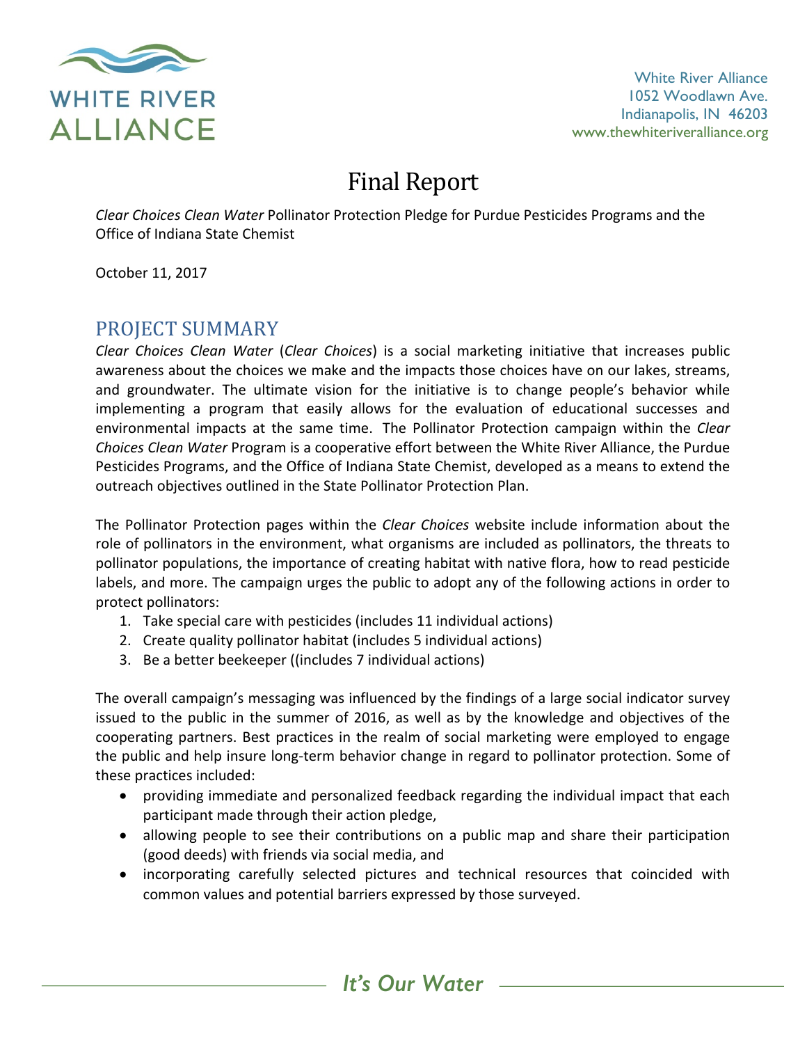White River Alliance
1052 Woodlawn Ave.
Indianapolis, IN 46203
www.thewhiteriveralliance.org

# Final Report

*Clear Choices Clean Water* Pollinator Protection Pledge for Purdue Pesticides Programs and the Office of Indiana State Chemist

October 11, 2017

## PROJECT SUMMARY

*Clear Choices Clean Water* (*Clear Choices*) is a social marketing initiative that increases public awareness about the choices we make and the impacts those choices have on our lakes, streams, and groundwater. The ultimate vision for the initiative is to change people's behavior while implementing a program that easily allows for the evaluation of educational successes and environmental impacts at the same time. The Pollinator Protection campaign within the *Clear Choices Clean Water* Program is a cooperative effort between the White River Alliance, the Purdue Pesticides Programs, and the Office of Indiana State Chemist, developed as a means to extend the outreach objectives outlined in the State Pollinator Protection Plan.

The Pollinator Protection pages within the *Clear Choices* website include information about the role of pollinators in the environment, what organisms are included as pollinators, the threats to pollinator populations, the importance of creating habitat with native flora, how to read pesticide labels, and more. The campaign urges the public to adopt any of the following actions in order to protect pollinators:

1. Take special care with pesticides (includes 11 individual actions)
2. Create quality pollinator habitat (includes 5 individual actions)
3. Be a better beekeeper ((includes 7 individual actions)

The overall campaign's messaging was influenced by the findings of a large social indicator survey issued to the public in the summer of 2016, as well as by the knowledge and objectives of the cooperating partners. Best practices in the realm of social marketing were employed to engage the public and help insure long-term behavior change in regard to pollinator protection. Some of these practices included:

- providing immediate and personalized feedback regarding the individual impact that each participant made through their action pledge,
- allowing people to see their contributions on a public map and share their participation (good deeds) with friends via social media, and
- incorporating carefully selected pictures and technical resources that coincided with common values and potential barriers expressed by those surveyed.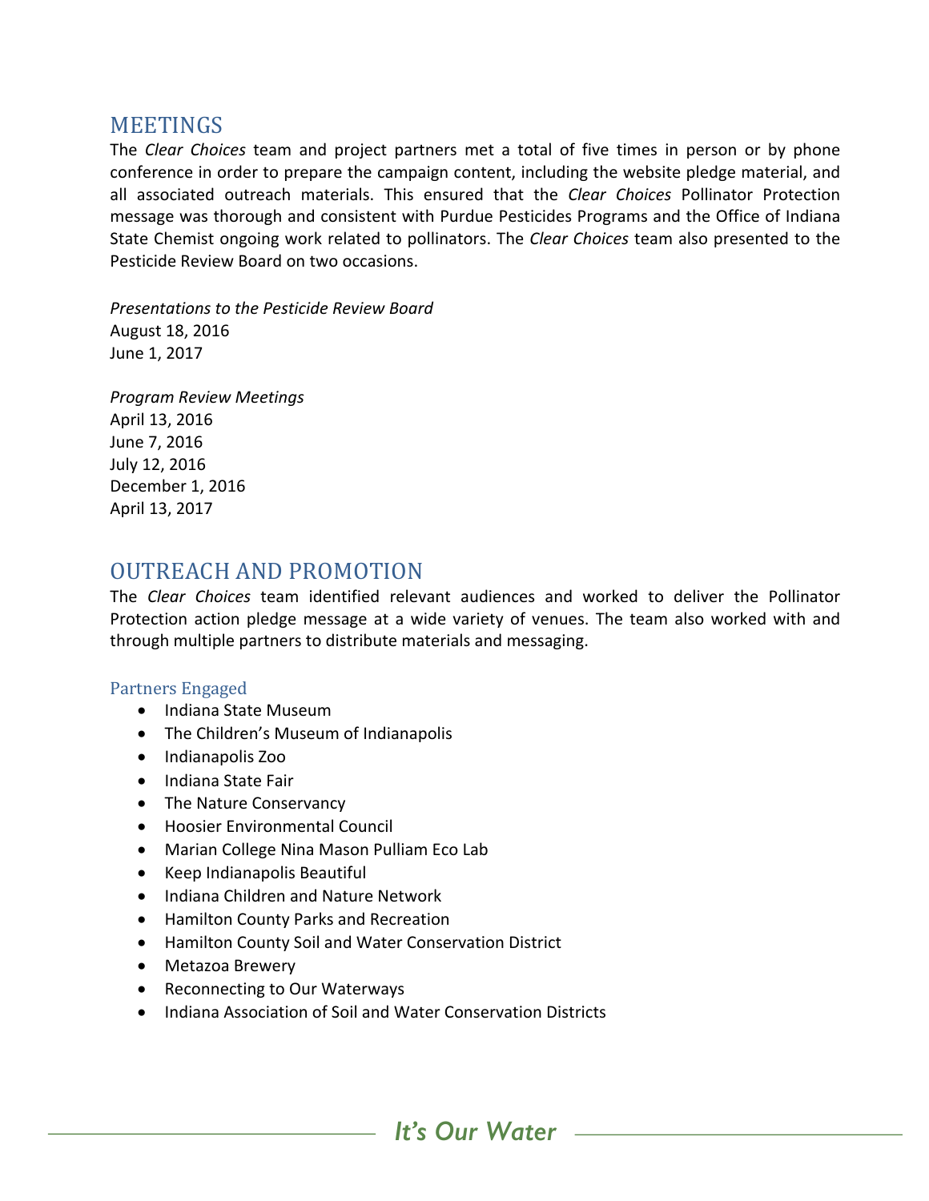## MEETINGS

The *Clear Choices* team and project partners met a total of five times in person or by phone conference in order to prepare the campaign content, including the website pledge material, and all associated outreach materials. This ensured that the *Clear Choices* Pollinator Protection message was thorough and consistent with Purdue Pesticides Programs and the Office of Indiana State Chemist ongoing work related to pollinators. The *Clear Choices* team also presented to the Pesticide Review Board on two occasions.

*Presentations to the Pesticide Review Board*
August 18, 2016
June 1, 2017

*Program Review Meetings*
April 13, 2016
June 7, 2016
July 12, 2016
December 1, 2016
April 13, 2017

## OUTREACH AND PROMOTION

The *Clear Choices* team identified relevant audiences and worked to deliver the Pollinator Protection action pledge message at a wide variety of venues. The team also worked with and through multiple partners to distribute materials and messaging.

### Partners Engaged

- Indiana State Museum
- The Children's Museum of Indianapolis
- Indianapolis Zoo
- Indiana State Fair
- The Nature Conservancy
- Hoosier Environmental Council
- Marian College Nina Mason Pulliam Eco Lab
- Keep Indianapolis Beautiful
- Indiana Children and Nature Network
- Hamilton County Parks and Recreation
- Hamilton County Soil and Water Conservation District
- Metazoa Brewery
- Reconnecting to Our Waterways
- Indiana Association of Soil and Water Conservation Districts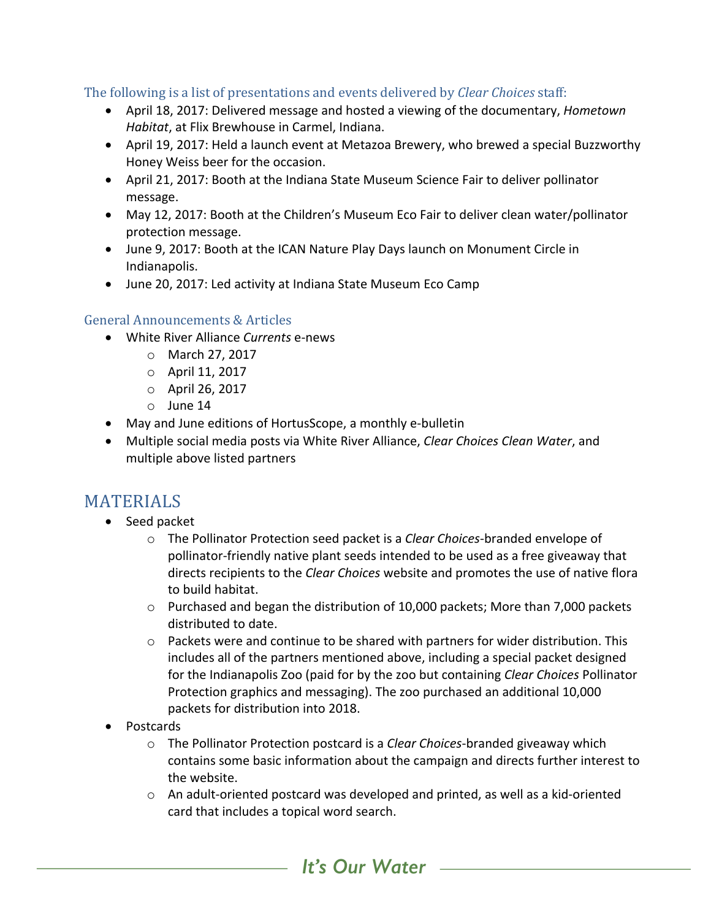### The following is a list of presentations and events delivered by *Clear Choices* staff:

- April 18, 2017: Delivered message and hosted a viewing of the documentary, *Hometown Habitat*, at Flix Brewhouse in Carmel, Indiana.
- April 19, 2017: Held a launch event at Metazoa Brewery, who brewed a special Buzzworthy Honey Weiss beer for the occasion.
- April 21, 2017: Booth at the Indiana State Museum Science Fair to deliver pollinator message.
- May 12, 2017: Booth at the Children's Museum Eco Fair to deliver clean water/pollinator protection message.
- June 9, 2017: Booth at the ICAN Nature Play Days launch on Monument Circle in Indianapolis.
- June 20, 2017: Led activity at Indiana State Museum Eco Camp

### General Announcements & Articles

- White River Alliance *Currents* e-news
  - March 27, 2017
  - April 11, 2017
  - April 26, 2017
  - June 14
- May and June editions of HortusScope, a monthly e-bulletin
- Multiple social media posts via White River Alliance, *Clear Choices Clean Water*, and multiple above listed partners

## MATERIALS

- Seed packet
  - The Pollinator Protection seed packet is a *Clear Choices*-branded envelope of pollinator-friendly native plant seeds intended to be used as a free giveaway that directs recipients to the *Clear Choices* website and promotes the use of native flora to build habitat.
  - Purchased and began the distribution of 10,000 packets; More than 7,000 packets distributed to date.
  - Packets were and continue to be shared with partners for wider distribution. This includes all of the partners mentioned above, including a special packet designed for the Indianapolis Zoo (paid for by the zoo but containing *Clear Choices* Pollinator Protection graphics and messaging). The zoo purchased an additional 10,000 packets for distribution into 2018.
- Postcards
  - The Pollinator Protection postcard is a *Clear Choices*-branded giveaway which contains some basic information about the campaign and directs further interest to the website.
  - An adult-oriented postcard was developed and printed, as well as a kid-oriented card that includes a topical word search.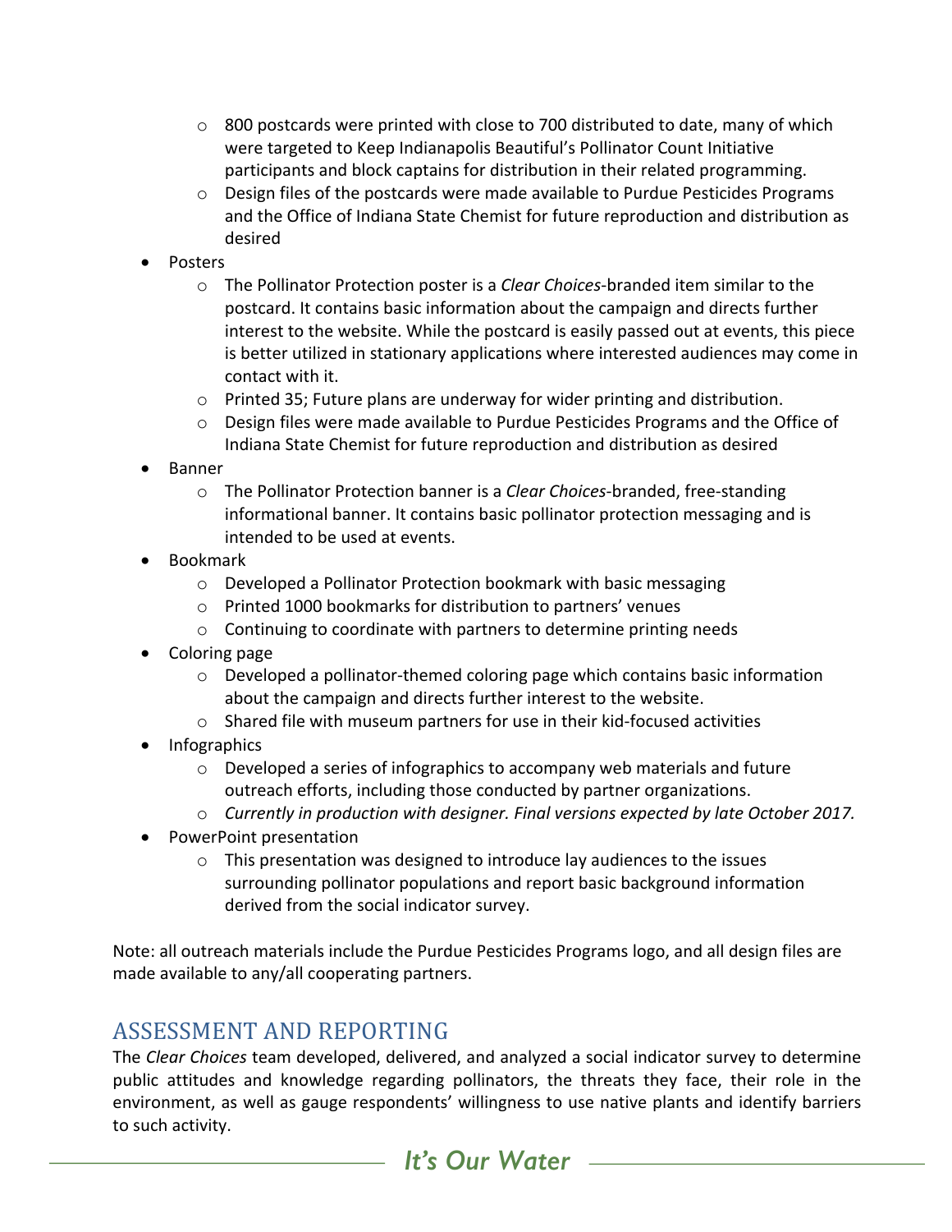- 800 postcards were printed with close to 700 distributed to date, many of which were targeted to Keep Indianapolis Beautiful's Pollinator Count Initiative participants and block captains for distribution in their related programming.
  - Design files of the postcards were made available to Purdue Pesticides Programs and the Office of Indiana State Chemist for future reproduction and distribution as desired
- Posters
  - The Pollinator Protection poster is a *Clear Choices*-branded item similar to the postcard. It contains basic information about the campaign and directs further interest to the website. While the postcard is easily passed out at events, this piece is better utilized in stationary applications where interested audiences may come in contact with it.
  - Printed 35; Future plans are underway for wider printing and distribution.
  - Design files were made available to Purdue Pesticides Programs and the Office of Indiana State Chemist for future reproduction and distribution as desired
- Banner
  - The Pollinator Protection banner is a *Clear Choices*-branded, free-standing informational banner. It contains basic pollinator protection messaging and is intended to be used at events.
- Bookmark
  - Developed a Pollinator Protection bookmark with basic messaging
  - Printed 1000 bookmarks for distribution to partners' venues
  - Continuing to coordinate with partners to determine printing needs
- Coloring page
  - Developed a pollinator-themed coloring page which contains basic information about the campaign and directs further interest to the website.
  - Shared file with museum partners for use in their kid-focused activities
- Infographics
  - Developed a series of infographics to accompany web materials and future outreach efforts, including those conducted by partner organizations.
  - *Currently in production with designer. Final versions expected by late October 2017.*
- PowerPoint presentation
  - This presentation was designed to introduce lay audiences to the issues surrounding pollinator populations and report basic background information derived from the social indicator survey.

Note: all outreach materials include the Purdue Pesticides Programs logo, and all design files are made available to any/all cooperating partners.

## ASSESSMENT AND REPORTING

The *Clear Choices* team developed, delivered, and analyzed a social indicator survey to determine public attitudes and knowledge regarding pollinators, the threats they face, their role in the environment, as well as gauge respondents' willingness to use native plants and identify barriers to such activity.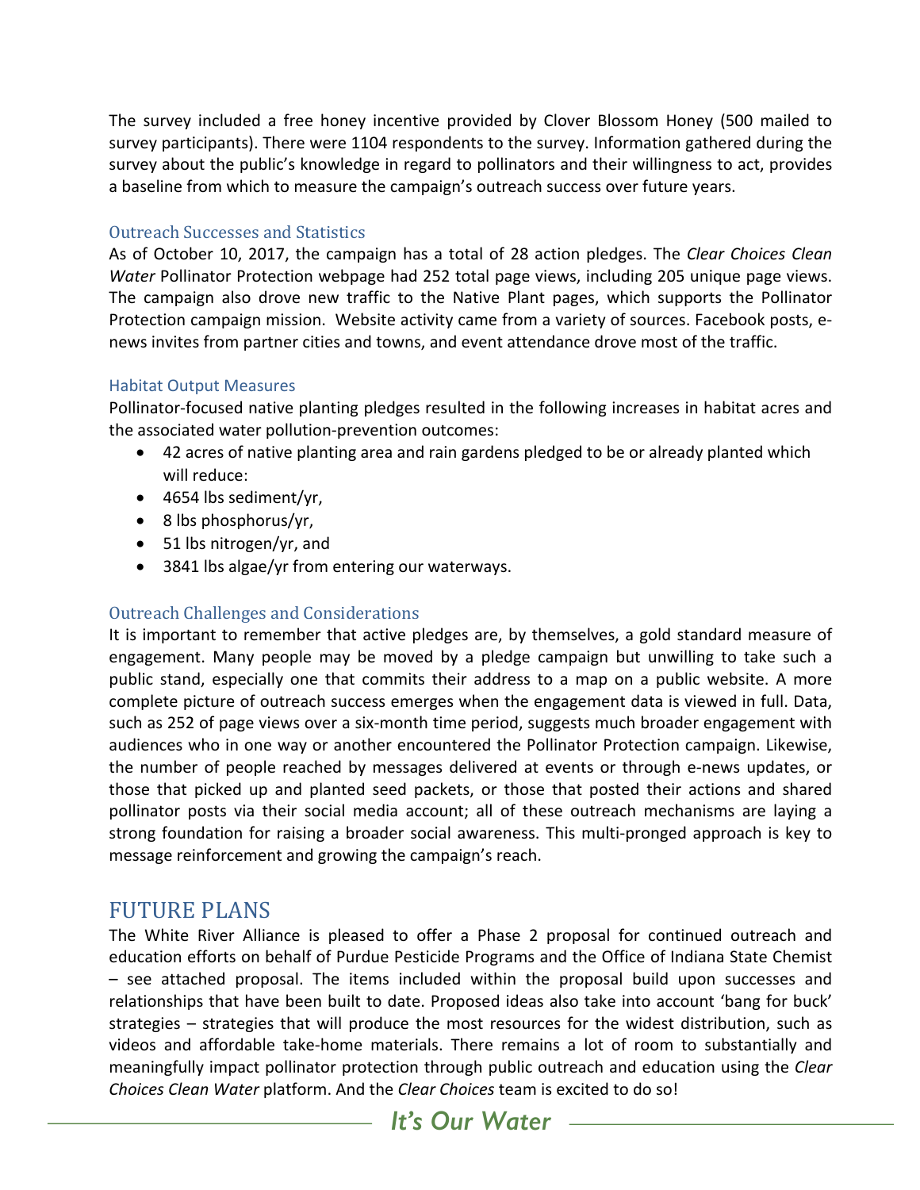The survey included a free honey incentive provided by Clover Blossom Honey (500 mailed to survey participants). There were 1104 respondents to the survey. Information gathered during the survey about the public's knowledge in regard to pollinators and their willingness to act, provides a baseline from which to measure the campaign's outreach success over future years.

### Outreach Successes and Statistics

As of October 10, 2017, the campaign has a total of 28 action pledges. The *Clear Choices Clean Water* Pollinator Protection webpage had 252 total page views, including 205 unique page views. The campaign also drove new traffic to the Native Plant pages, which supports the Pollinator Protection campaign mission. Website activity came from a variety of sources. Facebook posts, e-news invites from partner cities and towns, and event attendance drove most of the traffic.

### Habitat Output Measures

Pollinator-focused native planting pledges resulted in the following increases in habitat acres and the associated water pollution-prevention outcomes:

- 42 acres of native planting area and rain gardens pledged to be or already planted which will reduce:
- 4654 lbs sediment/yr,
- 8 lbs phosphorus/yr,
- 51 lbs nitrogen/yr, and
- 3841 lbs algae/yr from entering our waterways.

### Outreach Challenges and Considerations

It is important to remember that active pledges are, by themselves, a gold standard measure of engagement. Many people may be moved by a pledge campaign but unwilling to take such a public stand, especially one that commits their address to a map on a public website. A more complete picture of outreach success emerges when the engagement data is viewed in full. Data, such as 252 of page views over a six-month time period, suggests much broader engagement with audiences who in one way or another encountered the Pollinator Protection campaign. Likewise, the number of people reached by messages delivered at events or through e-news updates, or those that picked up and planted seed packets, or those that posted their actions and shared pollinator posts via their social media account; all of these outreach mechanisms are laying a strong foundation for raising a broader social awareness. This multi-pronged approach is key to message reinforcement and growing the campaign's reach.

## FUTURE PLANS

The White River Alliance is pleased to offer a Phase 2 proposal for continued outreach and education efforts on behalf of Purdue Pesticide Programs and the Office of Indiana State Chemist – see attached proposal. The items included within the proposal build upon successes and relationships that have been built to date. Proposed ideas also take into account 'bang for buck' strategies – strategies that will produce the most resources for the widest distribution, such as videos and affordable take-home materials. There remains a lot of room to substantially and meaningfully impact pollinator protection through public outreach and education using the *Clear Choices Clean Water* platform. And the *Clear Choices* team is excited to do so!